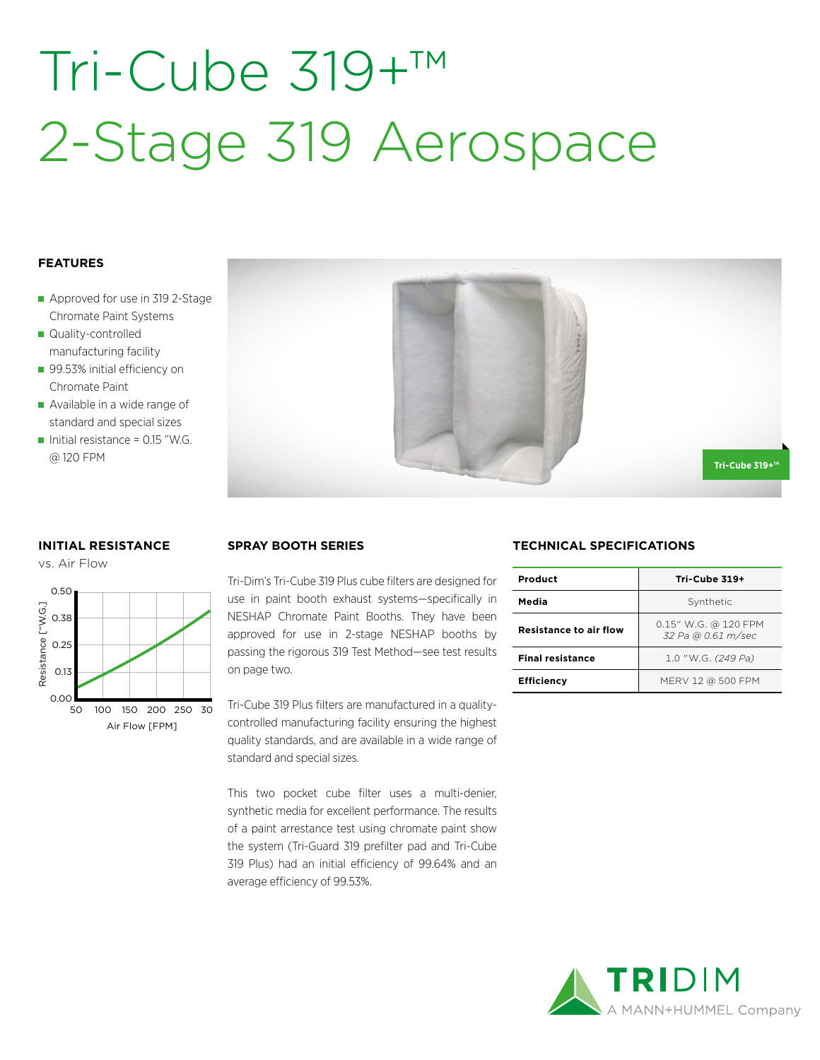# Tri-Cube 319+™
# 2-Stage 319 Aerospace

### FEATURES

- Approved for use in 319 2-Stage Chromate Paint Systems
- Quality-controlled manufacturing facility
- 99.53% initial efficiency on Chromate Paint
- Available in a wide range of standard and special sizes
- Initial resistance = 0.15 "W.G. @ 120 FPM

Tri-Cube 319+™

### INITIAL RESISTANCE

vs. Air Flow

Resistance ["W.G.]: 0.00, 0.13, 0.25, 0.38, 0.50

Air Flow [FPM]: 50, 100, 150, 200, 250, 30

### SPRAY BOOTH SERIES

Tri-Dim's Tri-Cube 319 Plus cube filters are designed for use in paint booth exhaust systems—specifically in NESHAP Chromate Paint Booths. They have been approved for use in 2-stage NESHAP booths by passing the rigorous 319 Test Method—see test results on page two.

Tri-Cube 319 Plus filters are manufactured in a quality-controlled manufacturing facility ensuring the highest quality standards, and are available in a wide range of standard and special sizes.

This two pocket cube filter uses a multi-denier, synthetic media for excellent performance. The results of a paint arrestance test using chromate paint show the system (Tri-Guard 319 prefilter pad and Tri-Cube 319 Plus) had an initial efficiency of 99.64% and an average efficiency of 99.53%.

### TECHNICAL SPECIFICATIONS

| Product | Tri-Cube 319+ |
|---|---|
| Media | Synthetic |
| Resistance to air flow | 0.15" W.G. @ 120 FPM<br>*32 Pa @ 0.61 m/sec* |
| Final resistance | 1.0 "W.G. *(249 Pa)* |
| Efficiency | MERV 12 @ 500 FPM |

TRIDIM
A MANN+HUMMEL Company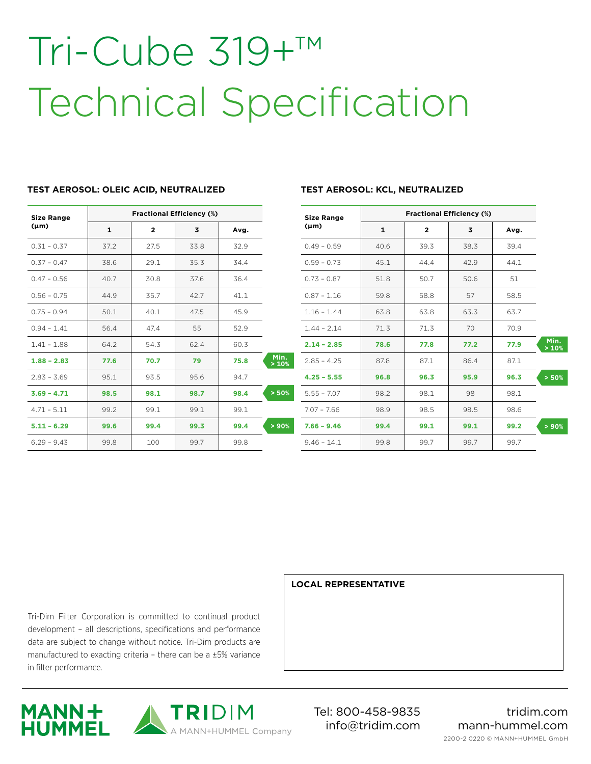# Tri-Cube 319+™ Technical Specification

### TEST AEROSOL: OLEIC ACID, NEUTRALIZED

| Size Range (µm) | Fractional Efficiency (%) | | | | |
|---|---|---|---|---|---|
| | 1 | 2 | 3 | Avg. | |
| 0.31 – 0.37 | 37.2 | 27.5 | 33.8 | 32.9 | |
| 0.37 – 0.47 | 38.6 | 29.1 | 35.3 | 34.4 | |
| 0.47 – 0.56 | 40.7 | 30.8 | 37.6 | 36.4 | |
| 0.56 – 0.75 | 44.9 | 35.7 | 42.7 | 41.1 | |
| 0.75 – 0.94 | 50.1 | 40.1 | 47.5 | 45.9 | |
| 0.94 – 1.41 | 56.4 | 47.4 | 55 | 52.9 | |
| 1.41 – 1.88 | 64.2 | 54.3 | 62.4 | 60.3 | |
| **1.88 – 2.83** | **77.6** | **70.7** | **79** | **75.8** | **Min. > 10%** |
| 2.83 – 3.69 | 95.1 | 93.5 | 95.6 | 94.7 | |
| **3.69 – 4.71** | **98.5** | **98.1** | **98.7** | **98.4** | **> 50%** |
| 4.71 – 5.11 | 99.2 | 99.1 | 99.1 | 99.1 | |
| **5.11 – 6.29** | **99.6** | **99.4** | **99.3** | **99.4** | **> 90%** |
| 6.29 – 9.43 | 99.8 | 100 | 99.7 | 99.8 | |

### TEST AEROSOL: KCL, NEUTRALIZED

| Size Range (µm) | Fractional Efficiency (%) | | | | |
|---|---|---|---|---|---|
| | 1 | 2 | 3 | Avg. | |
| 0.49 – 0.59 | 40.6 | 39.3 | 38.3 | 39.4 | |
| 0.59 – 0.73 | 45.1 | 44.4 | 42.9 | 44.1 | |
| 0.73 – 0.87 | 51.8 | 50.7 | 50.6 | 51 | |
| 0.87 – 1.16 | 59.8 | 58.8 | 57 | 58.5 | |
| 1.16 – 1.44 | 63.8 | 63.8 | 63.3 | 63.7 | |
| 1.44 – 2.14 | 71.3 | 71.3 | 70 | 70.9 | |
| **2.14 – 2.85** | **78.6** | **77.8** | **77.2** | **77.9** | **Min. > 10%** |
| 2.85 – 4.25 | 87.8 | 87.1 | 86.4 | 87.1 | |
| **4.25 – 5.55** | **96.8** | **96.3** | **95.9** | **96.3** | **> 50%** |
| 5.55 – 7.07 | 98.2 | 98.1 | 98 | 98.1 | |
| 7.07 – 7.66 | 98.9 | 98.5 | 98.5 | 98.6 | |
| **7.66 – 9.46** | **99.4** | **99.1** | **99.1** | **99.2** | **> 90%** |
| 9.46 – 14.1 | 99.8 | 99.7 | 99.7 | 99.7 | |

Tri-Dim Filter Corporation is committed to continual product development – all descriptions, specifications and performance data are subject to change without notice. Tri-Dim products are manufactured to exacting criteria – there can be a ±5% variance in filter performance.

**LOCAL REPRESENTATIVE**

MANN+HUMMEL

TRIDIM
A MANN+HUMMEL Company

Tel: 800-458-9835
info@tridim.com

tridim.com
mann-hummel.com

2200-2 0220 © MANN+HUMMEL GmbH